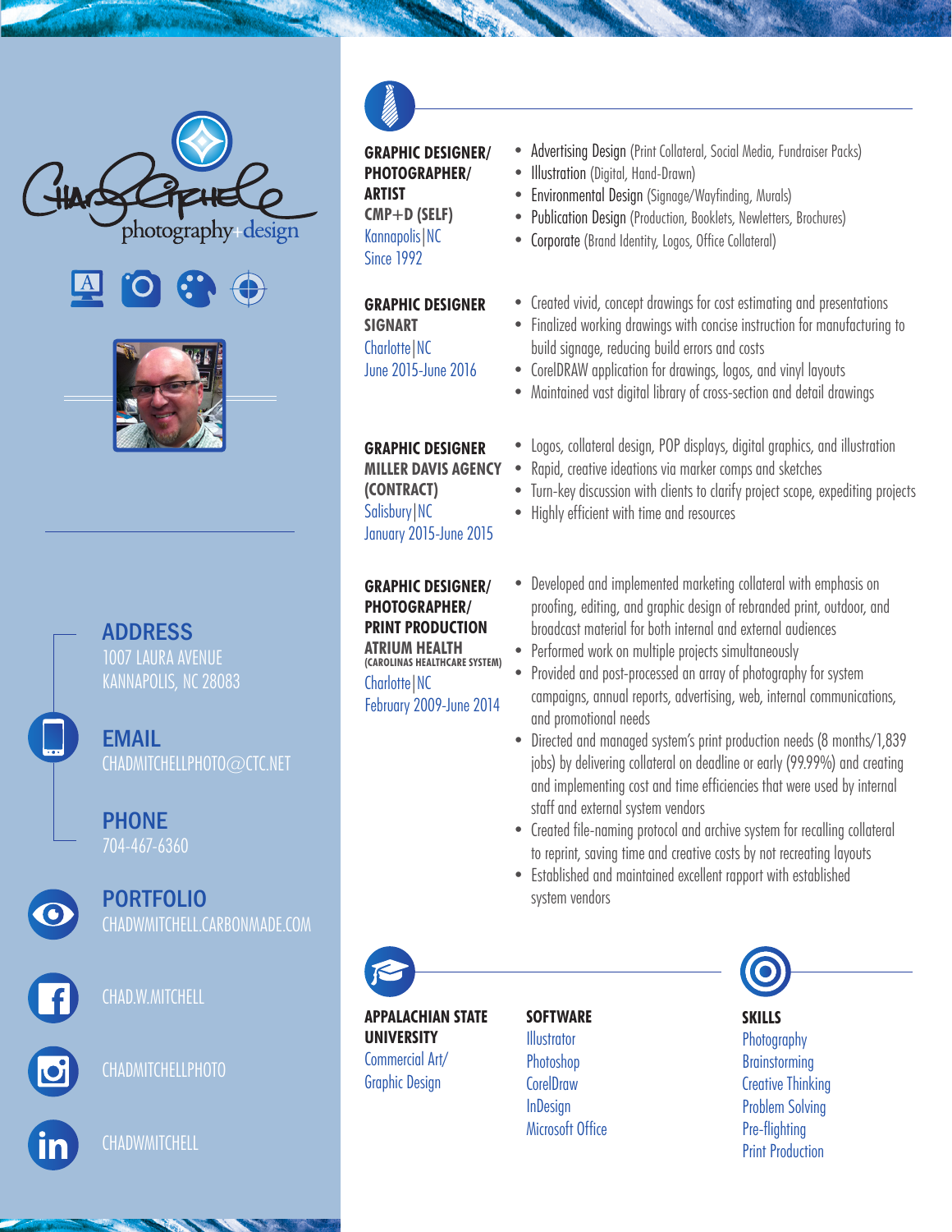photography+design

## ADDRESS
1007 LAURA AVENUE
KANNAPOLIS, NC 28083

## EMAIL
CHADMITCHELLPHOTO@CTC.NET

## PHONE
704-467-6360

## PORTFOLIO
CHADWMITCHELL.CARBONMADE.COM

CHAD.W.MITCHELL

CHADMITCHELLPHOTO

CHADWMITCHELL

---

**GRAPHIC DESIGNER/ PHOTOGRAPHER/ ARTIST**
**CMP+D (SELF)**
Kannapolis|NC
Since 1992

- Advertising Design (Print Collateral, Social Media, Fundraiser Packs)
- Illustration (Digital, Hand-Drawn)
- Environmental Design (Signage/Wayfinding, Murals)
- Publication Design (Production, Booklets, Newletters, Brochures)
- Corporate (Brand Identity, Logos, Office Collateral)

**GRAPHIC DESIGNER**
**SIGNART**
Charlotte|NC
June 2015-June 2016

- Created vivid, concept drawings for cost estimating and presentations
- Finalized working drawings with concise instruction for manufacturing to build signage, reducing build errors and costs
- CorelDRAW application for drawings, logos, and vinyl layouts
- Maintained vast digital library of cross-section and detail drawings

**GRAPHIC DESIGNER**
**MILLER DAVIS AGENCY (CONTRACT)**
Salisbury|NC
January 2015-June 2015

- Logos, collateral design, POP displays, digital graphics, and illustration
- Rapid, creative ideations via marker comps and sketches
- Turn-key discussion with clients to clarify project scope, expediting projects
- Highly efficient with time and resources

**GRAPHIC DESIGNER/ PHOTOGRAPHER/ PRINT PRODUCTION**
**ATRIUM HEALTH**
**(CAROLINAS HEALTHCARE SYSTEM)**
Charlotte|NC
February 2009-June 2014

- Developed and implemented marketing collateral with emphasis on proofing, editing, and graphic design of rebranded print, outdoor, and broadcast material for both internal and external audiences
- Performed work on multiple projects simultaneously
- Provided and post-processed an array of photography for system campaigns, annual reports, advertising, web, internal communications, and promotional needs
- Directed and managed system's print production needs (8 months/1,839 jobs) by delivering collateral on deadline or early (99.99%) and creating and implementing cost and time efficiencies that were used by internal staff and external system vendors
- Created file-naming protocol and archive system for recalling collateral to reprint, saving time and creative costs by not recreating layouts
- Established and maintained excellent rapport with established system vendors

---

**APPALACHIAN STATE UNIVERSITY**
Commercial Art/ Graphic Design

**SOFTWARE**
Illustrator
Photoshop
CorelDraw
InDesign
Microsoft Office

**SKILLS**
Photography
Brainstorming
Creative Thinking
Problem Solving
Pre-flighting
Print Production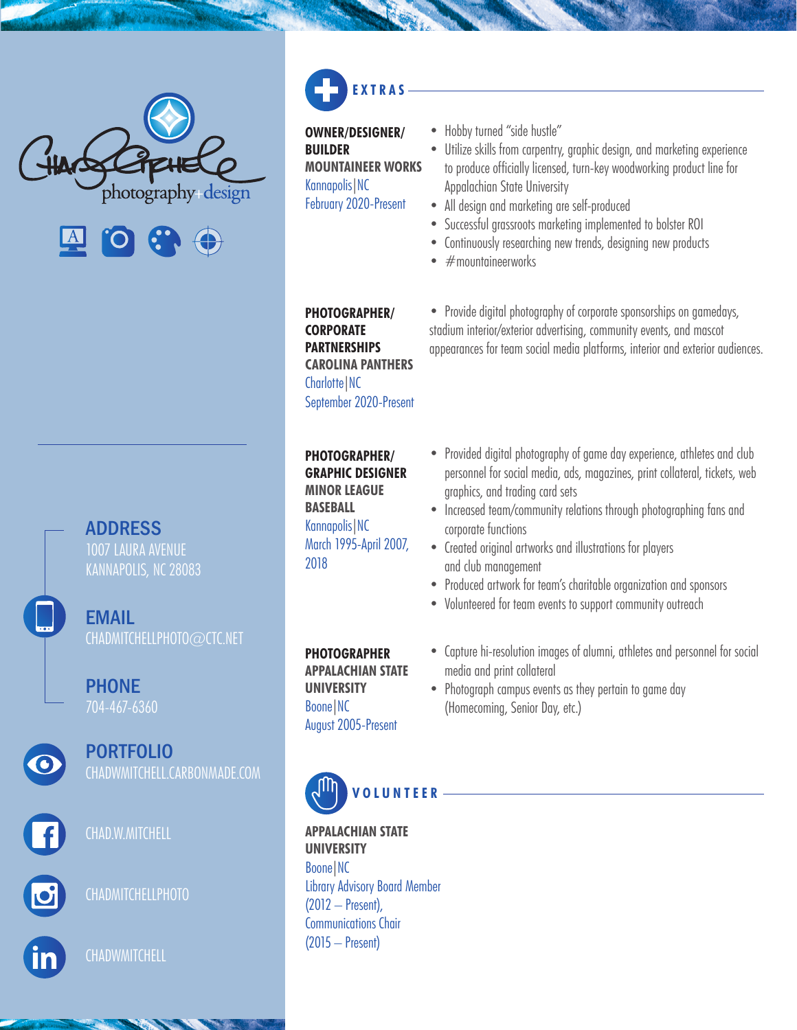photography+design

ADDRESS
1007 LAURA AVENUE
KANNAPOLIS, NC 28083

EMAIL
CHADMITCHELLPHOTO@CTC.NET

PHONE
704-467-6360

PORTFOLIO
CHADWMITCHELL.CARBONMADE.COM

CHAD.W.MITCHELL

CHADMITCHELLPHOTO

CHADWMITCHELL

## EXTRAS

**OWNER/DESIGNER/ BUILDER**
**MOUNTAINEER WORKS**
Kannapolis|NC
February 2020-Present

- Hobby turned "side hustle"
- Utilize skills from carpentry, graphic design, and marketing experience to produce officially licensed, turn-key woodworking product line for Appalachian State University
- All design and marketing are self-produced
- Successful grassroots marketing implemented to bolster ROI
- Continuously researching new trends, designing new products
- #mountaineerworks

**PHOTOGRAPHER/ CORPORATE PARTNERSHIPS**
**CAROLINA PANTHERS**
Charlotte|NC
September 2020-Present

- Provide digital photography of corporate sponsorships on gamedays, stadium interior/exterior advertising, community events, and mascot appearances for team social media platforms, interior and exterior audiences.

**PHOTOGRAPHER/ GRAPHIC DESIGNER**
**MINOR LEAGUE BASEBALL**
Kannapolis|NC
March 1995-April 2007, 2018

- Provided digital photography of game day experience, athletes and club personnel for social media, ads, magazines, print collateral, tickets, web graphics, and trading card sets
- Increased team/community relations through photographing fans and corporate functions
- Created original artworks and illustrations for players and club management
- Produced artwork for team's charitable organization and sponsors
- Volunteered for team events to support community outreach

**PHOTOGRAPHER**
**APPALACHIAN STATE UNIVERSITY**
Boone|NC
August 2005-Present

- Capture hi-resolution images of alumni, athletes and personnel for social media and print collateral
- Photograph campus events as they pertain to game day (Homecoming, Senior Day, etc.)

## VOLUNTEER

**APPALACHIAN STATE UNIVERSITY**
Boone|NC
Library Advisory Board Member (2012 – Present),
Communications Chair (2015 – Present)